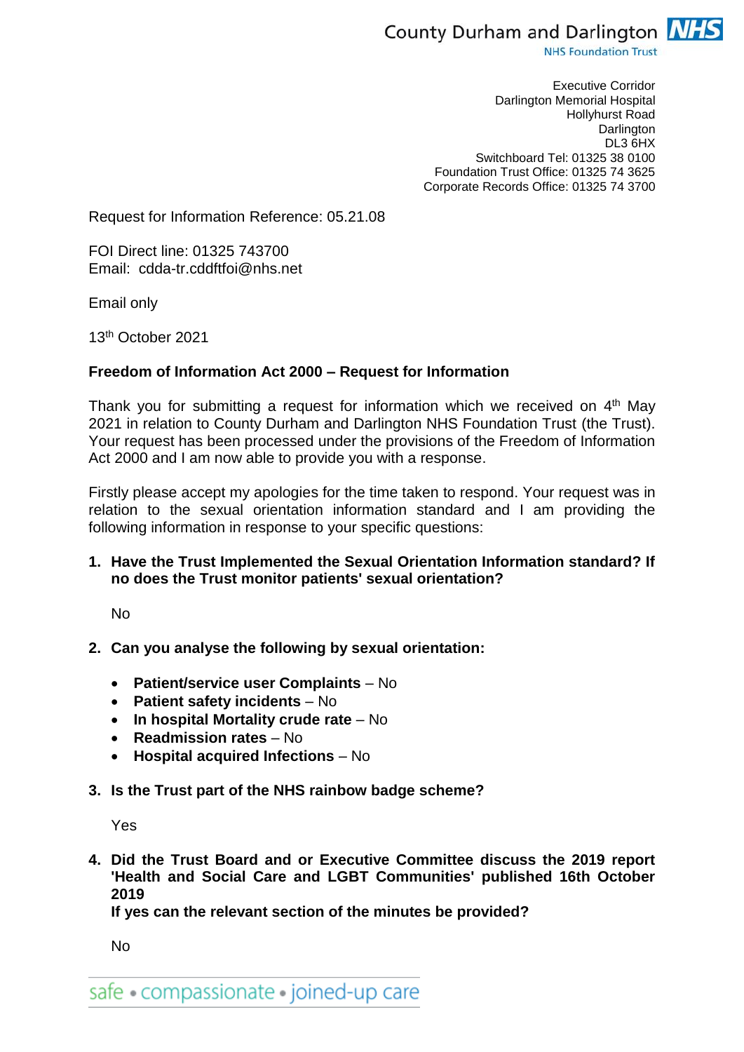County Durham and Darlington NHS Foundation Trust

Executive Corridor
Darlington Memorial Hospital
Hollyhurst Road
Darlington
DL3 6HX
Switchboard Tel: 01325 38 0100
Foundation Trust Office: 01325 74 3625
Corporate Records Office: 01325 74 3700

Request for Information Reference: 05.21.08

FOI Direct line: 01325 743700
Email: cdda-tr.cddftfoi@nhs.net

Email only

13th October 2021

**Freedom of Information Act 2000 – Request for Information**

Thank you for submitting a request for information which we received on 4th May 2021 in relation to County Durham and Darlington NHS Foundation Trust (the Trust). Your request has been processed under the provisions of the Freedom of Information Act 2000 and I am now able to provide you with a response.

Firstly please accept my apologies for the time taken to respond. Your request was in relation to the sexual orientation information standard and I am providing the following information in response to your specific questions:

1. **Have the Trust Implemented the Sexual Orientation Information standard? If no does the Trust monitor patients' sexual orientation?**

   No

2. **Can you analyse the following by sexual orientation:**

   - **Patient/service user Complaints** – No
   - **Patient safety incidents** – No
   - **In hospital Mortality crude rate** – No
   - **Readmission rates** – No
   - **Hospital acquired Infections** – No

3. **Is the Trust part of the NHS rainbow badge scheme?**

   Yes

4. **Did the Trust Board and or Executive Committee discuss the 2019 report 'Health and Social Care and LGBT Communities' published 16th October 2019**
   **If yes can the relevant section of the minutes be provided?**

   No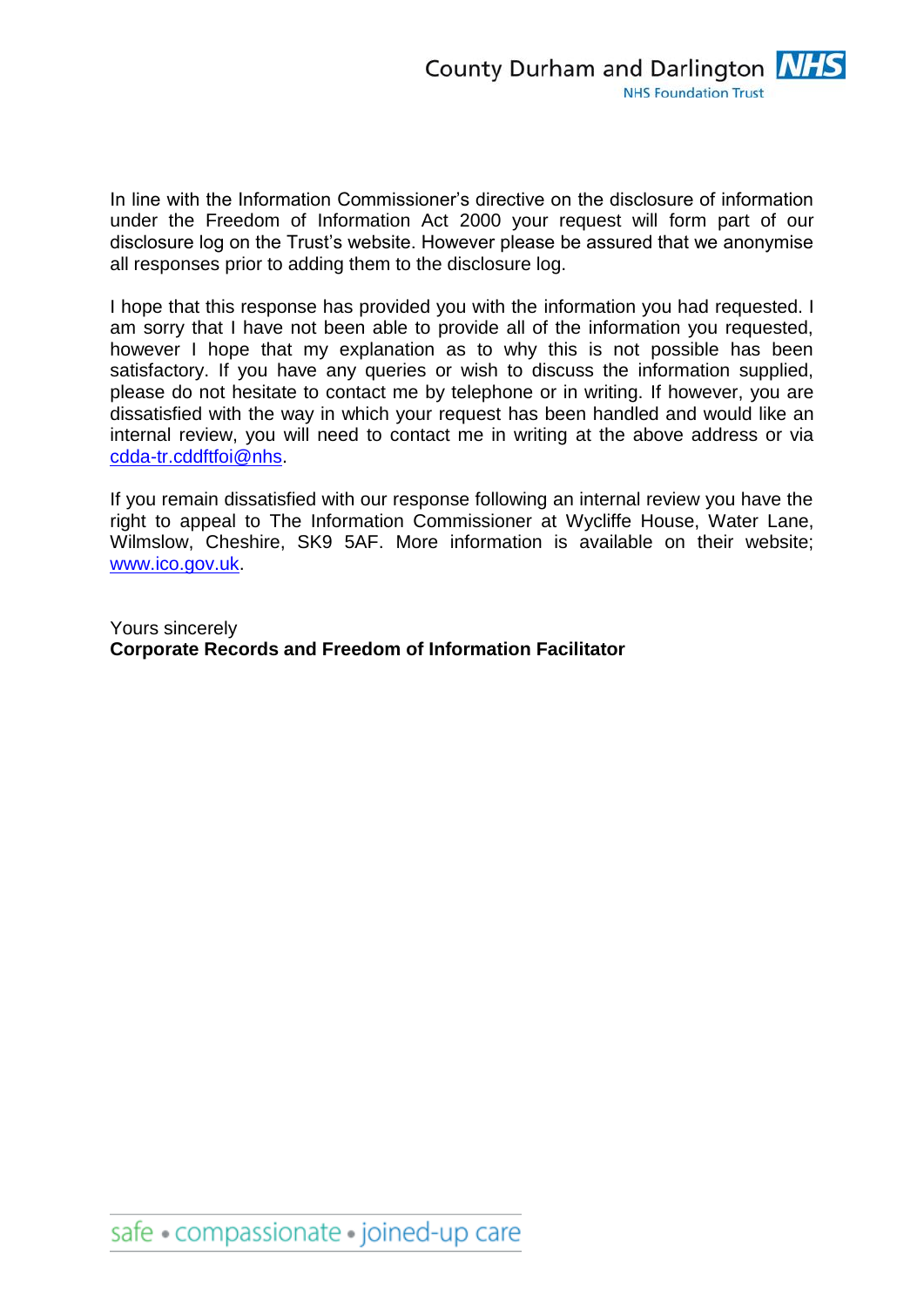In line with the Information Commissioner's directive on the disclosure of information under the Freedom of Information Act 2000 your request will form part of our disclosure log on the Trust's website. However please be assured that we anonymise all responses prior to adding them to the disclosure log.

I hope that this response has provided you with the information you had requested. I am sorry that I have not been able to provide all of the information you requested, however I hope that my explanation as to why this is not possible has been satisfactory. If you have any queries or wish to discuss the information supplied, please do not hesitate to contact me by telephone or in writing. If however, you are dissatisfied with the way in which your request has been handled and would like an internal review, you will need to contact me in writing at the above address or via cdda-tr.cddftfoi@nhs.

If you remain dissatisfied with our response following an internal review you have the right to appeal to The Information Commissioner at Wycliffe House, Water Lane, Wilmslow, Cheshire, SK9 5AF. More information is available on their website; www.ico.gov.uk.

Yours sincerely
**Corporate Records and Freedom of Information Facilitator**